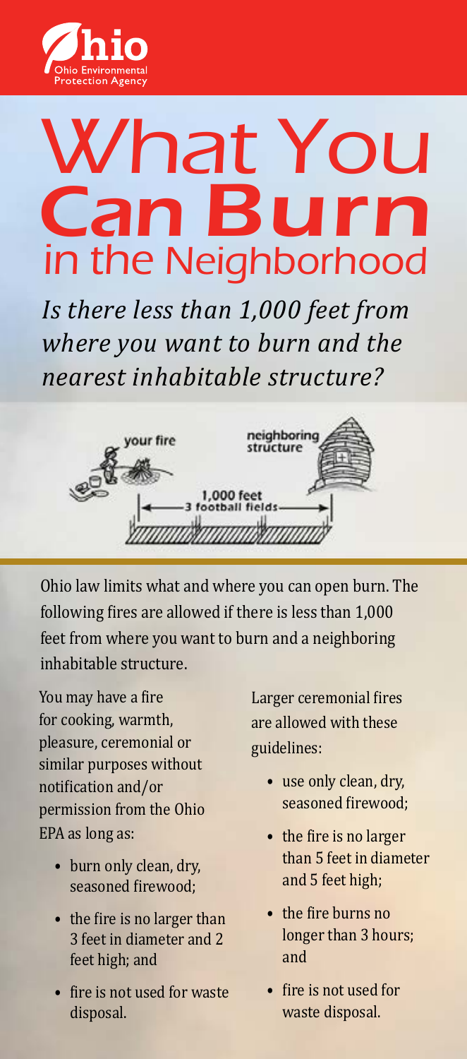Ohio Environmental Protection Agency

# What You Can Burn in the Neighborhood

*Is there less than 1,000 feet from where you want to burn and the nearest inhabitable structure?*

your fire — neighboring structure — 1,000 feet / 3 football fields

Ohio law limits what and where you can open burn. The following fires are allowed if there is less than 1,000 feet from where you want to burn and a neighboring inhabitable structure.

You may have a fire for cooking, warmth, pleasure, ceremonial or similar purposes without notification and/or permission from the Ohio EPA as long as:

- burn only clean, dry, seasoned firewood;
- the fire is no larger than 3 feet in diameter and 2 feet high; and
- fire is not used for waste disposal.

Larger ceremonial fires are allowed with these guidelines:

- use only clean, dry, seasoned firewood;
- the fire is no larger than 5 feet in diameter and 5 feet high;
- the fire burns no longer than 3 hours; and
- fire is not used for waste disposal.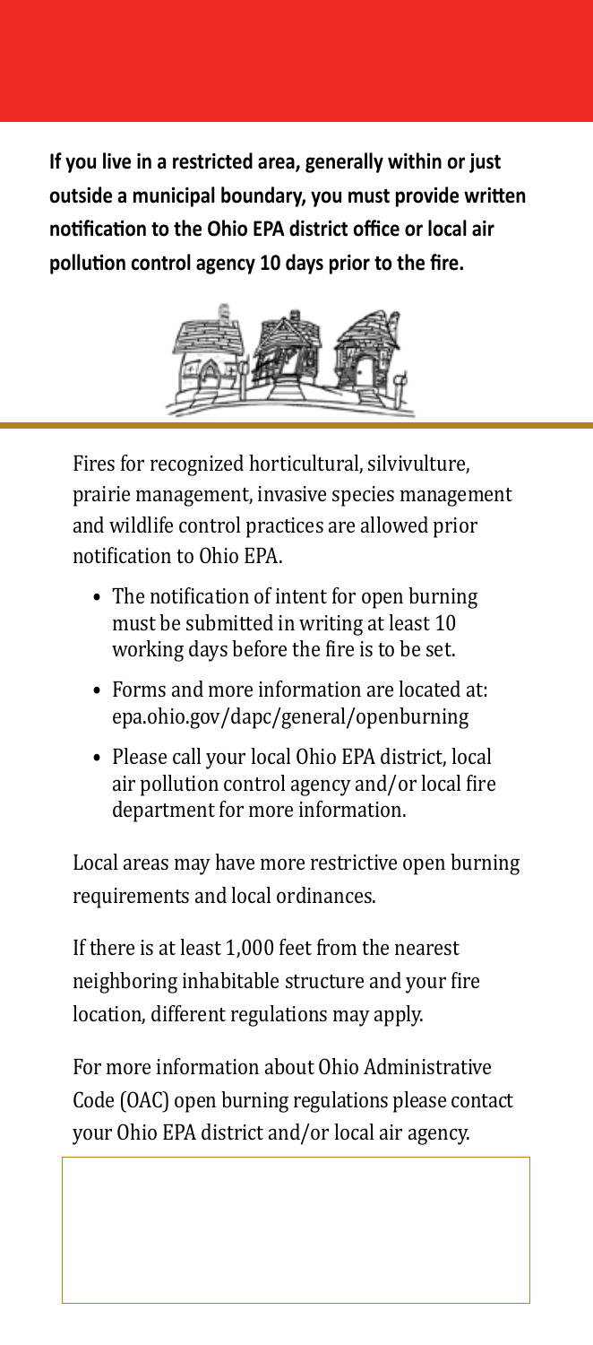**If you live in a restricted area, generally within or just outside a municipal boundary, you must provide written notification to the Ohio EPA district office or local air pollution control agency 10 days prior to the fire.**

Fires for recognized horticultural, silvivulture, prairie management, invasive species management and wildlife control practices are allowed prior notification to Ohio EPA.

- The notification of intent for open burning must be submitted in writing at least 10 working days before the fire is to be set.
- Forms and more information are located at: epa.ohio.gov/dapc/general/openburning
- Please call your local Ohio EPA district, local air pollution control agency and/or local fire department for more information.

Local areas may have more restrictive open burning requirements and local ordinances.

If there is at least 1,000 feet from the nearest neighboring inhabitable structure and your fire location, different regulations may apply.

For more information about Ohio Administrative Code (OAC) open burning regulations please contact your Ohio EPA district and/or local air agency.